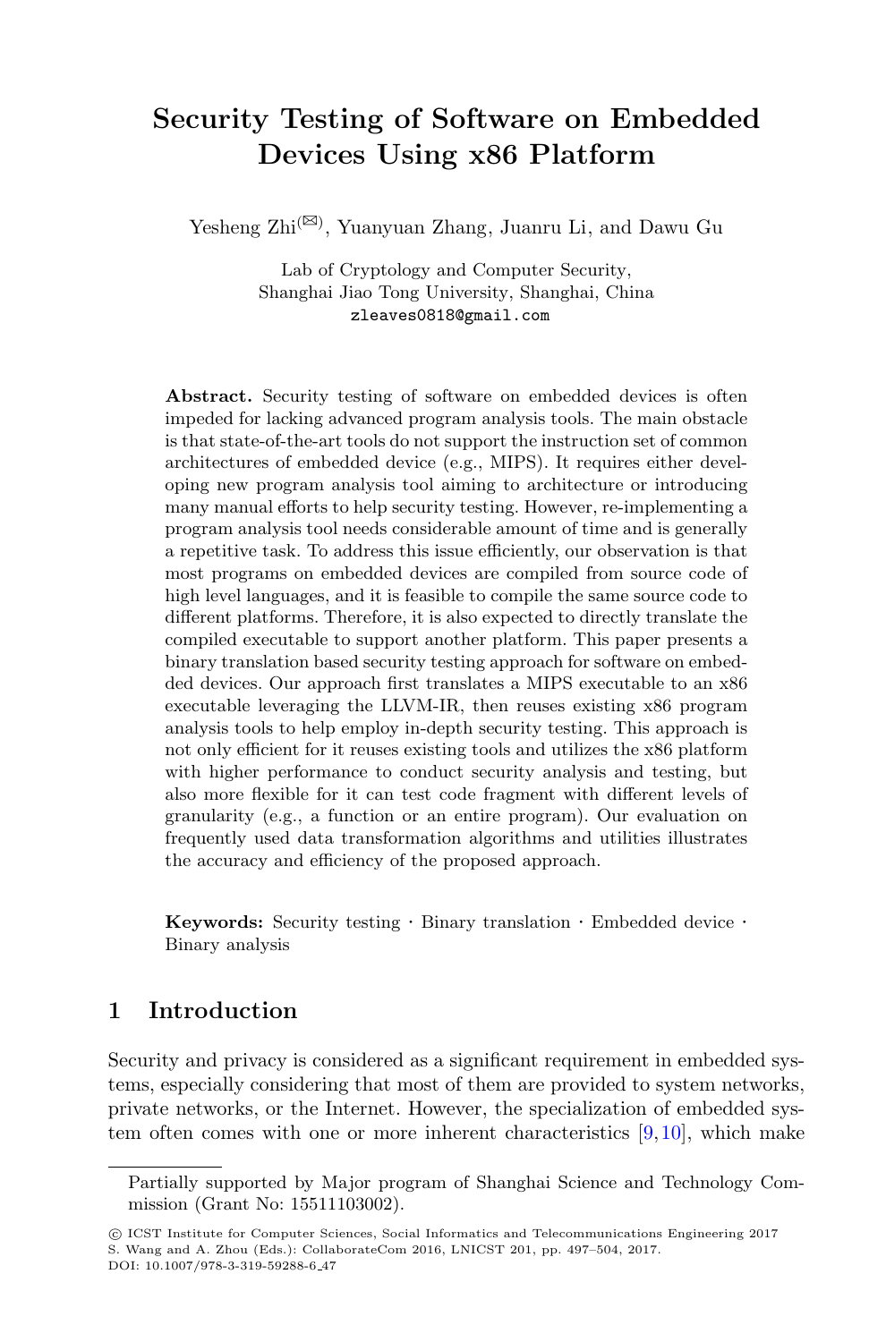# Security Testing of Software on Embedded Devices Using x86 Platform

Yesheng Zhi[(✉)], Yuanyuan Zhang, Juanru Li, and Dawu Gu

Lab of Cryptology and Computer Security,
Shanghai Jiao Tong University, Shanghai, China
zleaves0818@gmail.com

**Abstract.** Security testing of software on embedded devices is often impeded for lacking advanced program analysis tools. The main obstacle is that state-of-the-art tools do not support the instruction set of common architectures of embedded device (e.g., MIPS). It requires either developing new program analysis tool aiming to architecture or introducing many manual efforts to help security testing. However, re-implementing a program analysis tool needs considerable amount of time and is generally a repetitive task. To address this issue efficiently, our observation is that most programs on embedded devices are compiled from source code of high level languages, and it is feasible to compile the same source code to different platforms. Therefore, it is also expected to directly translate the compiled executable to support another platform. This paper presents a binary translation based security testing approach for software on embedded devices. Our approach first translates a MIPS executable to an x86 executable leveraging the LLVM-IR, then reuses existing x86 program analysis tools to help employ in-depth security testing. This approach is not only efficient for it reuses existing tools and utilizes the x86 platform with higher performance to conduct security analysis and testing, but also more flexible for it can test code fragment with different levels of granularity (e.g., a function or an entire program). Our evaluation on frequently used data transformation algorithms and utilities illustrates the accuracy and efficiency of the proposed approach.

**Keywords:** Security testing · Binary translation · Embedded device · Binary analysis

## 1 Introduction

Security and privacy is considered as a significant requirement in embedded systems, especially considering that most of them are provided to system networks, private networks, or the Internet. However, the specialization of embedded system often comes with one or more inherent characteristics [9,10], which make

Partially supported by Major program of Shanghai Science and Technology Commission (Grant No: 15511103002).

© ICST Institute for Computer Sciences, Social Informatics and Telecommunications Engineering 2017
S. Wang and A. Zhou (Eds.): CollaborateCom 2016, LNICST 201, pp. 497–504, 2017.
DOI: 10.1007/978-3-319-59288-6_47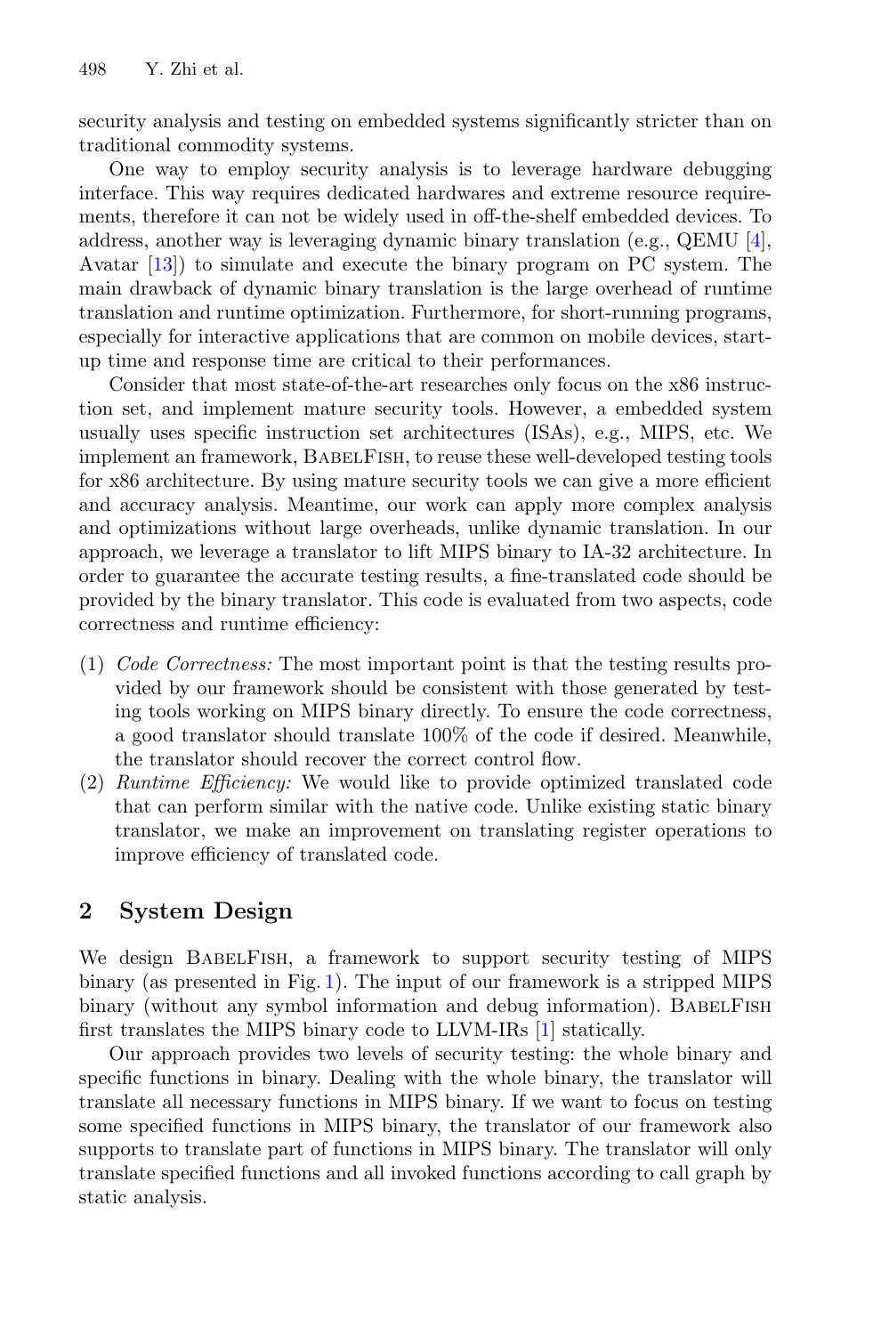security analysis and testing on embedded systems significantly stricter than on traditional commodity systems.

One way to employ security analysis is to leverage hardware debugging interface. This way requires dedicated hardwares and extreme resource requirements, therefore it can not be widely used in off-the-shelf embedded devices. To address, another way is leveraging dynamic binary translation (e.g., QEMU [4], Avatar [13]) to simulate and execute the binary program on PC system. The main drawback of dynamic binary translation is the large overhead of runtime translation and runtime optimization. Furthermore, for short-running programs, especially for interactive applications that are common on mobile devices, start-up time and response time are critical to their performances.

Consider that most state-of-the-art researches only focus on the x86 instruction set, and implement mature security tools. However, a embedded system usually uses specific instruction set architectures (ISAs), e.g., MIPS, etc. We implement an framework, BabelFish, to reuse these well-developed testing tools for x86 architecture. By using mature security tools we can give a more efficient and accuracy analysis. Meantime, our work can apply more complex analysis and optimizations without large overheads, unlike dynamic translation. In our approach, we leverage a translator to lift MIPS binary to IA-32 architecture. In order to guarantee the accurate testing results, a fine-translated code should be provided by the binary translator. This code is evaluated from two aspects, code correctness and runtime efficiency:

(1) *Code Correctness:* The most important point is that the testing results provided by our framework should be consistent with those generated by testing tools working on MIPS binary directly. To ensure the code correctness, a good translator should translate 100% of the code if desired. Meanwhile, the translator should recover the correct control flow.
(2) *Runtime Efficiency:* We would like to provide optimized translated code that can perform similar with the native code. Unlike existing static binary translator, we make an improvement on translating register operations to improve efficiency of translated code.

## 2 System Design

We design BabelFish, a framework to support security testing of MIPS binary (as presented in Fig. 1). The input of our framework is a stripped MIPS binary (without any symbol information and debug information). BabelFish first translates the MIPS binary code to LLVM-IRs [1] statically.

Our approach provides two levels of security testing: the whole binary and specific functions in binary. Dealing with the whole binary, the translator will translate all necessary functions in MIPS binary. If we want to focus on testing some specified functions in MIPS binary, the translator of our framework also supports to translate part of functions in MIPS binary. The translator will only translate specified functions and all invoked functions according to call graph by static analysis.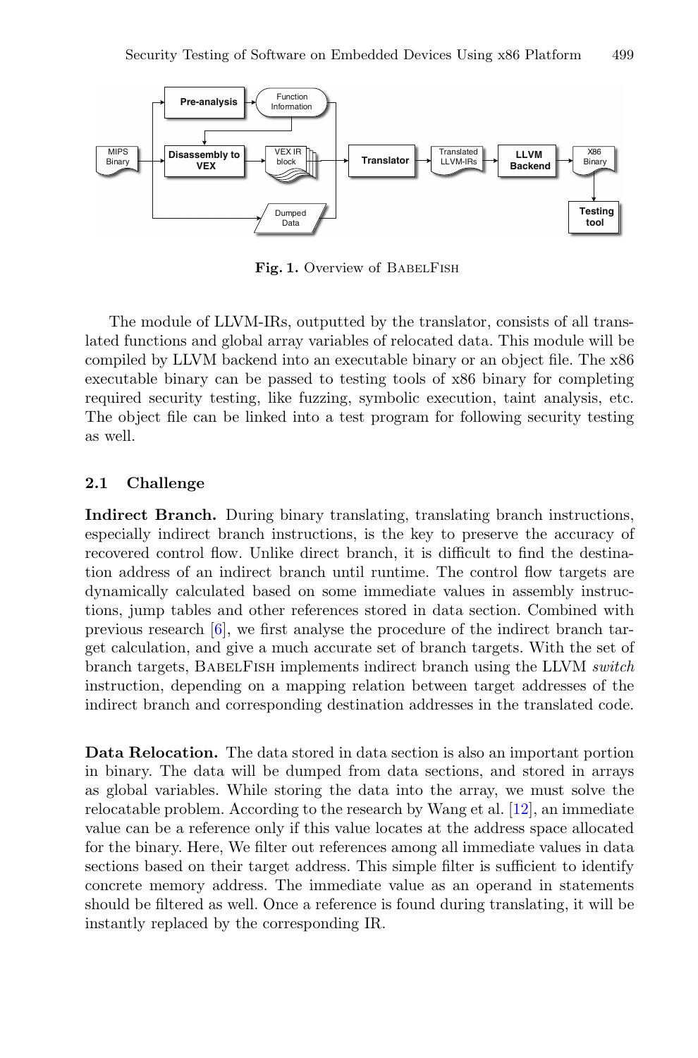Pre-analysis

Function Information

MIPS Binary

Disassembly to VEX

VEX IR block

Translator

Translated LLVM-IRs

LLVM Backend

X86 Binary

Dumped Data

Testing tool

**Fig. 1.** Overview of BabelFish

The module of LLVM-IRs, outputted by the translator, consists of all translated functions and global array variables of relocated data. This module will be compiled by LLVM backend into an executable binary or an object file. The x86 executable binary can be passed to testing tools of x86 binary for completing required security testing, like fuzzing, symbolic execution, taint analysis, etc. The object file can be linked into a test program for following security testing as well.

### 2.1 Challenge

**Indirect Branch.** During binary translating, translating branch instructions, especially indirect branch instructions, is the key to preserve the accuracy of recovered control flow. Unlike direct branch, it is difficult to find the destination address of an indirect branch until runtime. The control flow targets are dynamically calculated based on some immediate values in assembly instructions, jump tables and other references stored in data section. Combined with previous research [6], we first analyse the procedure of the indirect branch target calculation, and give a much accurate set of branch targets. With the set of branch targets, BabelFish implements indirect branch using the LLVM *switch* instruction, depending on a mapping relation between target addresses of the indirect branch and corresponding destination addresses in the translated code.

**Data Relocation.** The data stored in data section is also an important portion in binary. The data will be dumped from data sections, and stored in arrays as global variables. While storing the data into the array, we must solve the relocatable problem. According to the research by Wang et al. [12], an immediate value can be a reference only if this value locates at the address space allocated for the binary. Here, We filter out references among all immediate values in data sections based on their target address. This simple filter is sufficient to identify concrete memory address. The immediate value as an operand in statements should be filtered as well. Once a reference is found during translating, it will be instantly replaced by the corresponding IR.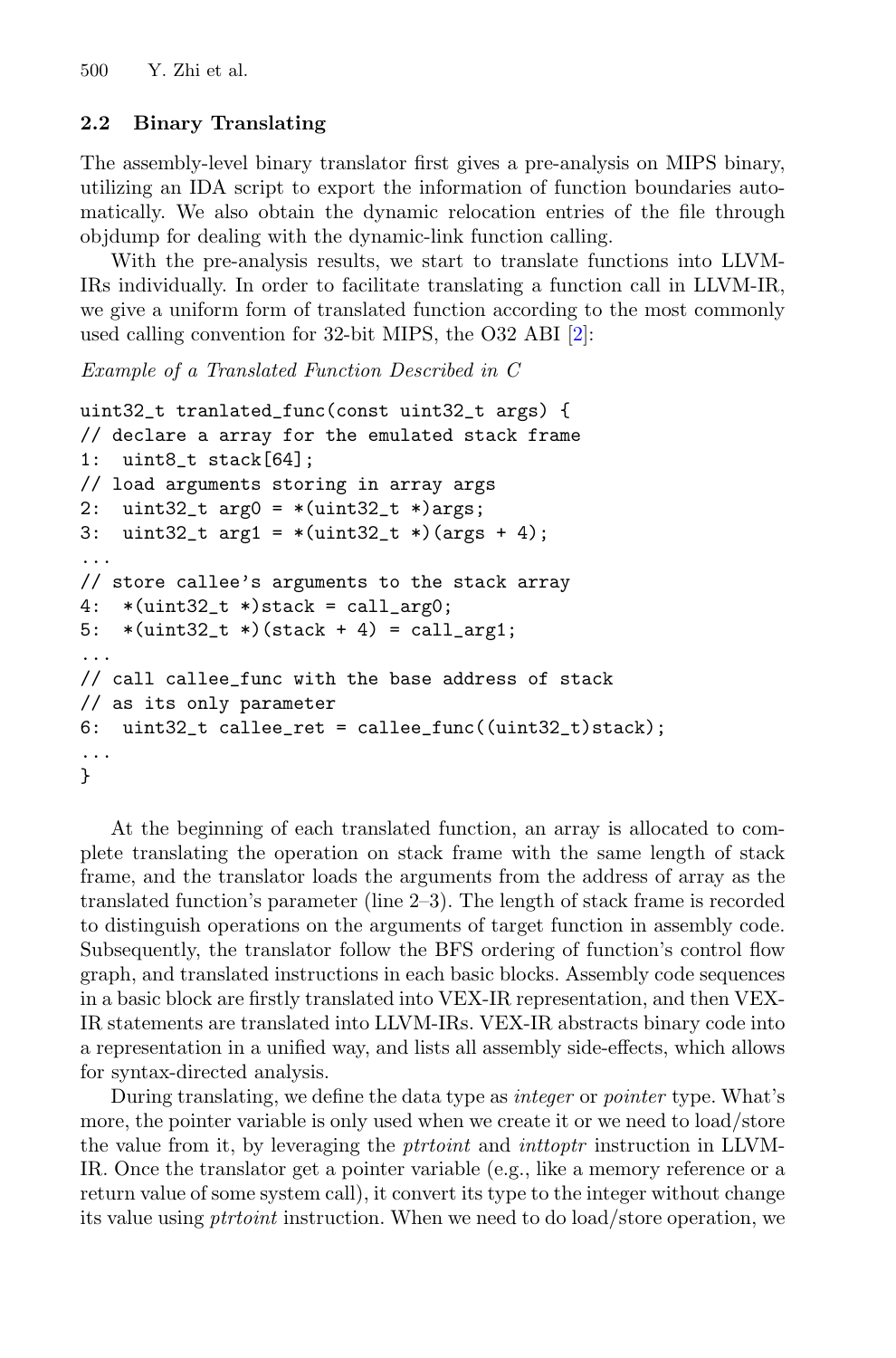### 2.2 Binary Translating

The assembly-level binary translator first gives a pre-analysis on MIPS binary, utilizing an IDA script to export the information of function boundaries automatically. We also obtain the dynamic relocation entries of the file through objdump for dealing with the dynamic-link function calling.

With the pre-analysis results, we start to translate functions into LLVM-IRs individually. In order to facilitate translating a function call in LLVM-IR, we give a uniform form of translated function according to the most commonly used calling convention for 32-bit MIPS, the O32 ABI [2]:

*Example of a Translated Function Described in C*

```
uint32_t tranlated_func(const uint32_t args) {
// declare a array for the emulated stack frame
1:  uint8_t stack[64];
// load arguments storing in array args
2:  uint32_t arg0 = *(uint32_t *)args;
3:  uint32_t arg1 = *(uint32_t *)(args + 4);
...
// store callee's arguments to the stack array
4:  *(uint32_t *)stack = call_arg0;
5:  *(uint32_t *)(stack + 4) = call_arg1;
...
// call callee_func with the base address of stack
// as its only parameter
6:  uint32_t callee_ret = callee_func((uint32_t)stack);
...
}
```

At the beginning of each translated function, an array is allocated to complete translating the operation on stack frame with the same length of stack frame, and the translator loads the arguments from the address of array as the translated function's parameter (line 2–3). The length of stack frame is recorded to distinguish operations on the arguments of target function in assembly code. Subsequently, the translator follow the BFS ordering of function's control flow graph, and translated instructions in each basic blocks. Assembly code sequences in a basic block are firstly translated into VEX-IR representation, and then VEX-IR statements are translated into LLVM-IRs. VEX-IR abstracts binary code into a representation in a unified way, and lists all assembly side-effects, which allows for syntax-directed analysis.

During translating, we define the data type as *integer* or *pointer* type. What's more, the pointer variable is only used when we create it or we need to load/store the value from it, by leveraging the *ptrtoint* and *inttoptr* instruction in LLVM-IR. Once the translator get a pointer variable (e.g., like a memory reference or a return value of some system call), it convert its type to the integer without change its value using *ptrtoint* instruction. When we need to do load/store operation, we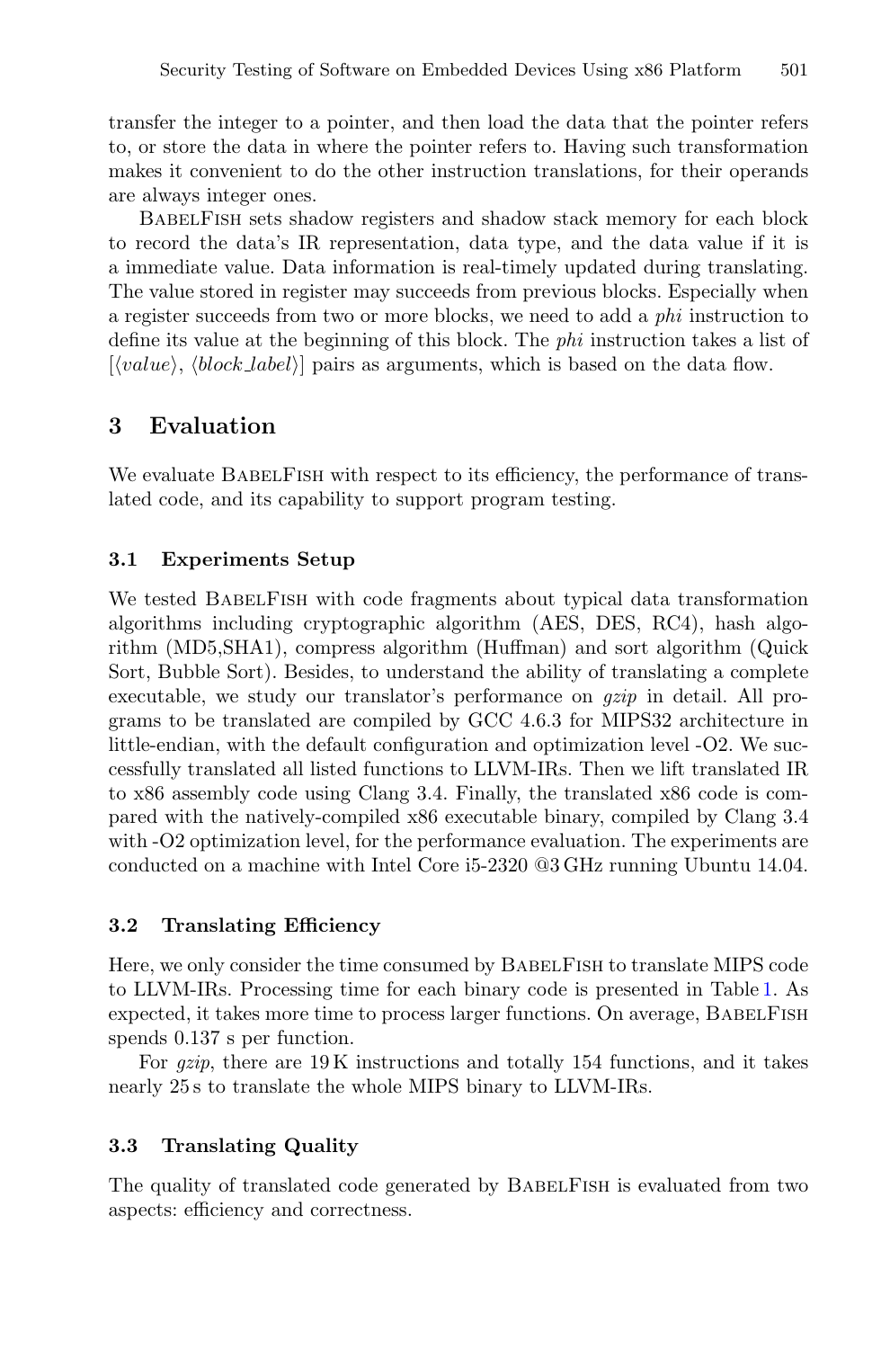transfer the integer to a pointer, and then load the data that the pointer refers to, or store the data in where the pointer refers to. Having such transformation makes it convenient to do the other instruction translations, for their operands are always integer ones.

BabelFish sets shadow registers and shadow stack memory for each block to record the data's IR representation, data type, and the data value if it is a immediate value. Data information is real-timely updated during translating. The value stored in register may succeeds from previous blocks. Especially when a register succeeds from two or more blocks, we need to add a *phi* instruction to define its value at the beginning of this block. The *phi* instruction takes a list of $[\langle value \rangle, \langle block\_label \rangle]$ pairs as arguments, which is based on the data flow.

## 3 Evaluation

We evaluate BabelFish with respect to its efficiency, the performance of translated code, and its capability to support program testing.

### 3.1 Experiments Setup

We tested BabelFish with code fragments about typical data transformation algorithms including cryptographic algorithm (AES, DES, RC4), hash algorithm (MD5,SHA1), compress algorithm (Huffman) and sort algorithm (Quick Sort, Bubble Sort). Besides, to understand the ability of translating a complete executable, we study our translator's performance on *gzip* in detail. All programs to be translated are compiled by GCC 4.6.3 for MIPS32 architecture in little-endian, with the default configuration and optimization level -O2. We successfully translated all listed functions to LLVM-IRs. Then we lift translated IR to x86 assembly code using Clang 3.4. Finally, the translated x86 code is compared with the natively-compiled x86 executable binary, compiled by Clang 3.4 with -O2 optimization level, for the performance evaluation. The experiments are conducted on a machine with Intel Core i5-2320 @3 GHz running Ubuntu 14.04.

### 3.2 Translating Efficiency

Here, we only consider the time consumed by BabelFish to translate MIPS code to LLVM-IRs. Processing time for each binary code is presented in Table 1. As expected, it takes more time to process larger functions. On average, BabelFish spends 0.137 s per function.

For *gzip*, there are 19 K instructions and totally 154 functions, and it takes nearly 25 s to translate the whole MIPS binary to LLVM-IRs.

### 3.3 Translating Quality

The quality of translated code generated by BabelFish is evaluated from two aspects: efficiency and correctness.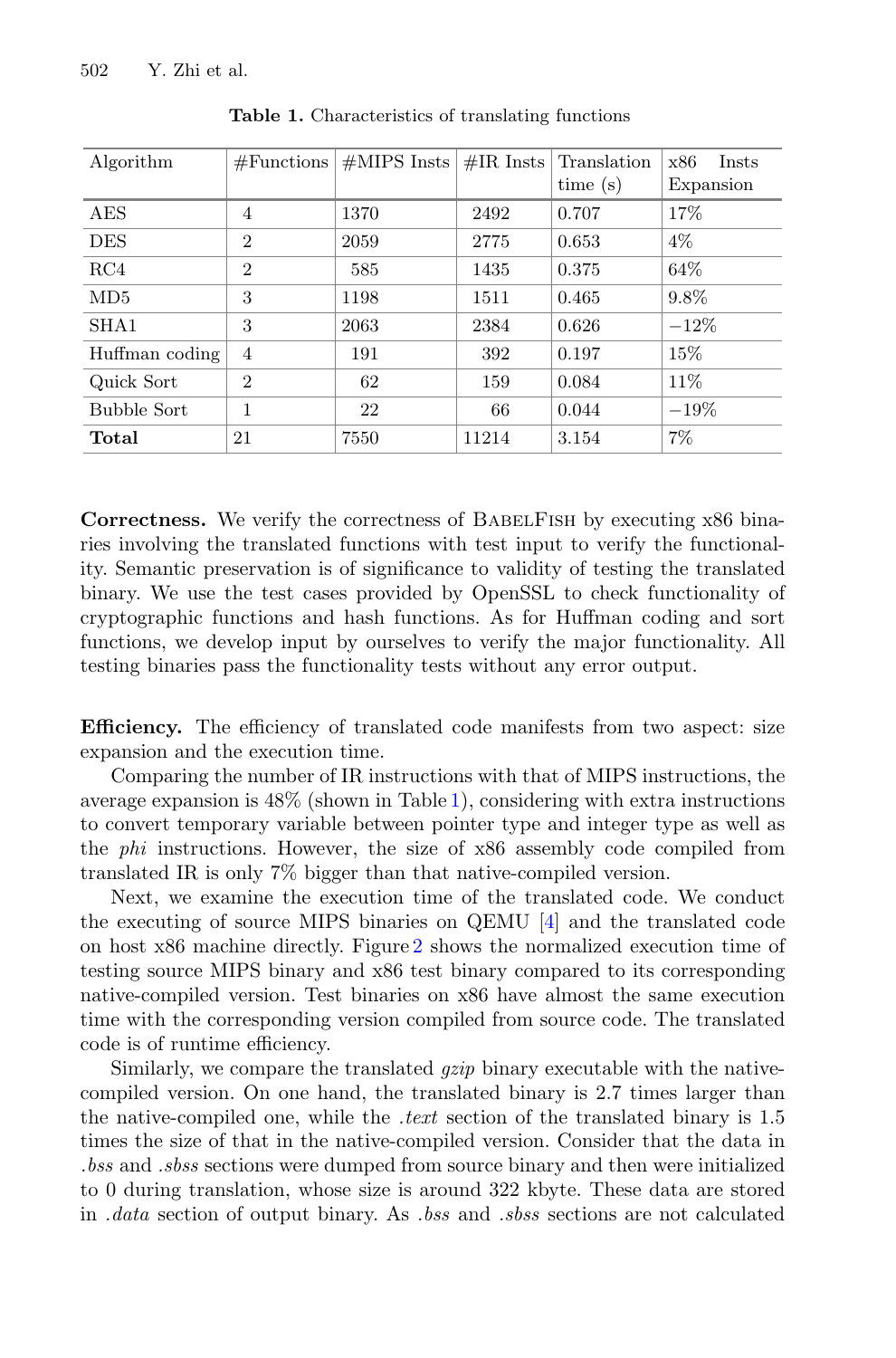**Table 1.** Characteristics of translating functions

| Algorithm | #Functions | #MIPS Insts | #IR Insts | Translation time (s) | x86 Insts Expansion |
|---|---|---|---|---|---|
| AES | 4 | 1370 | 2492 | 0.707 | 17% |
| DES | 2 | 2059 | 2775 | 0.653 | 4% |
| RC4 | 2 | 585 | 1435 | 0.375 | 64% |
| MD5 | 3 | 1198 | 1511 | 0.465 | 9.8% |
| SHA1 | 3 | 2063 | 2384 | 0.626 | −12% |
| Huffman coding | 4 | 191 | 392 | 0.197 | 15% |
| Quick Sort | 2 | 62 | 159 | 0.084 | 11% |
| Bubble Sort | 1 | 22 | 66 | 0.044 | −19% |
| **Total** | 21 | 7550 | 11214 | 3.154 | 7% |

**Correctness.** We verify the correctness of BabelFish by executing x86 binaries involving the translated functions with test input to verify the functionality. Semantic preservation is of significance to validity of testing the translated binary. We use the test cases provided by OpenSSL to check functionality of cryptographic functions and hash functions. As for Huffman coding and sort functions, we develop input by ourselves to verify the major functionality. All testing binaries pass the functionality tests without any error output.

**Efficiency.** The efficiency of translated code manifests from two aspect: size expansion and the execution time.

Comparing the number of IR instructions with that of MIPS instructions, the average expansion is 48% (shown in Table 1), considering with extra instructions to convert temporary variable between pointer type and integer type as well as the *phi* instructions. However, the size of x86 assembly code compiled from translated IR is only 7% bigger than that native-compiled version.

Next, we examine the execution time of the translated code. We conduct the executing of source MIPS binaries on QEMU [4] and the translated code on host x86 machine directly. Figure 2 shows the normalized execution time of testing source MIPS binary and x86 test binary compared to its corresponding native-compiled version. Test binaries on x86 have almost the same execution time with the corresponding version compiled from source code. The translated code is of runtime efficiency.

Similarly, we compare the translated *gzip* binary executable with the native-compiled version. On one hand, the translated binary is 2.7 times larger than the native-compiled one, while the *.text* section of the translated binary is 1.5 times the size of that in the native-compiled version. Consider that the data in *.bss* and *.sbss* sections were dumped from source binary and then were initialized to 0 during translation, whose size is around 322 kbyte. These data are stored in *.data* section of output binary. As *.bss* and *.sbss* sections are not calculated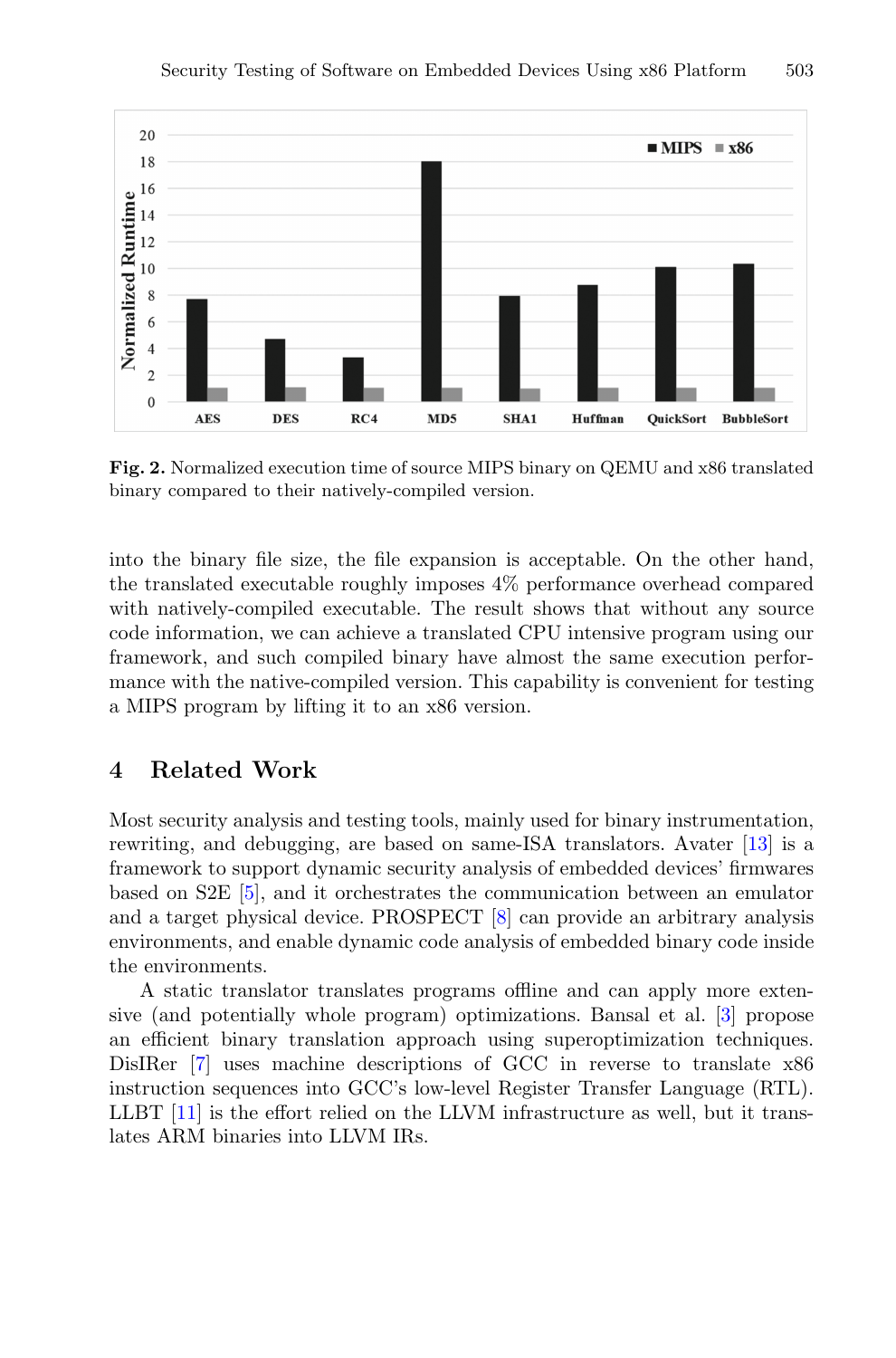**Fig. 2.** Normalized execution time of source MIPS binary on QEMU and x86 translated binary compared to their natively-compiled version.

into the binary file size, the file expansion is acceptable. On the other hand, the translated executable roughly imposes 4% performance overhead compared with natively-compiled executable. The result shows that without any source code information, we can achieve a translated CPU intensive program using our framework, and such compiled binary have almost the same execution performance with the native-compiled version. This capability is convenient for testing a MIPS program by lifting it to an x86 version.

## 4 Related Work

Most security analysis and testing tools, mainly used for binary instrumentation, rewriting, and debugging, are based on same-ISA translators. Avater [13] is a framework to support dynamic security analysis of embedded devices' firmwares based on S2E [5], and it orchestrates the communication between an emulator and a target physical device. PROSPECT [8] can provide an arbitrary analysis environments, and enable dynamic code analysis of embedded binary code inside the environments.

A static translator translates programs offline and can apply more extensive (and potentially whole program) optimizations. Bansal et al. [3] propose an efficient binary translation approach using superoptimization techniques. DisIRer [7] uses machine descriptions of GCC in reverse to translate x86 instruction sequences into GCC's low-level Register Transfer Language (RTL). LLBT [11] is the effort relied on the LLVM infrastructure as well, but it translates ARM binaries into LLVM IRs.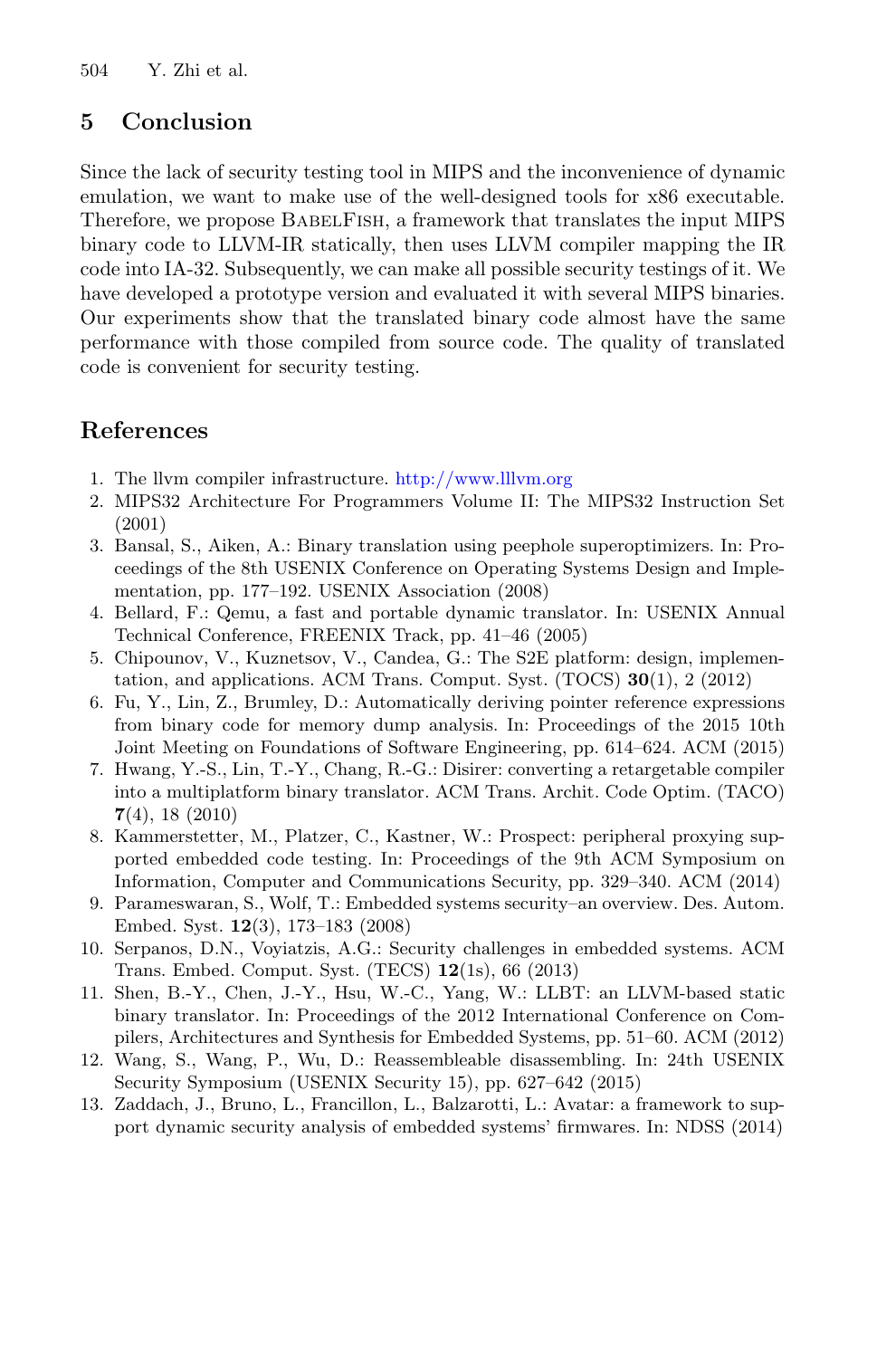## 5 Conclusion

Since the lack of security testing tool in MIPS and the inconvenience of dynamic emulation, we want to make use of the well-designed tools for x86 executable. Therefore, we propose BabelFish, a framework that translates the input MIPS binary code to LLVM-IR statically, then uses LLVM compiler mapping the IR code into IA-32. Subsequently, we can make all possible security testings of it. We have developed a prototype version and evaluated it with several MIPS binaries. Our experiments show that the translated binary code almost have the same performance with those compiled from source code. The quality of translated code is convenient for security testing.

## References

1. The llvm compiler infrastructure. http://www.lllvm.org
2. MIPS32 Architecture For Programmers Volume II: The MIPS32 Instruction Set (2001)
3. Bansal, S., Aiken, A.: Binary translation using peephole superoptimizers. In: Proceedings of the 8th USENIX Conference on Operating Systems Design and Implementation, pp. 177–192. USENIX Association (2008)
4. Bellard, F.: Qemu, a fast and portable dynamic translator. In: USENIX Annual Technical Conference, FREENIX Track, pp. 41–46 (2005)
5. Chipounov, V., Kuznetsov, V., Candea, G.: The S2E platform: design, implementation, and applications. ACM Trans. Comput. Syst. (TOCS) **30**(1), 2 (2012)
6. Fu, Y., Lin, Z., Brumley, D.: Automatically deriving pointer reference expressions from binary code for memory dump analysis. In: Proceedings of the 2015 10th Joint Meeting on Foundations of Software Engineering, pp. 614–624. ACM (2015)
7. Hwang, Y.-S., Lin, T.-Y., Chang, R.-G.: Disirer: converting a retargetable compiler into a multiplatform binary translator. ACM Trans. Archit. Code Optim. (TACO) **7**(4), 18 (2010)
8. Kammerstetter, M., Platzer, C., Kastner, W.: Prospect: peripheral proxying supported embedded code testing. In: Proceedings of the 9th ACM Symposium on Information, Computer and Communications Security, pp. 329–340. ACM (2014)
9. Parameswaran, S., Wolf, T.: Embedded systems security–an overview. Des. Autom. Embed. Syst. **12**(3), 173–183 (2008)
10. Serpanos, D.N., Voyiatzis, A.G.: Security challenges in embedded systems. ACM Trans. Embed. Comput. Syst. (TECS) **12**(1s), 66 (2013)
11. Shen, B.-Y., Chen, J.-Y., Hsu, W.-C., Yang, W.: LLBT: an LLVM-based static binary translator. In: Proceedings of the 2012 International Conference on Compilers, Architectures and Synthesis for Embedded Systems, pp. 51–60. ACM (2012)
12. Wang, S., Wang, P., Wu, D.: Reassembleable disassembling. In: 24th USENIX Security Symposium (USENIX Security 15), pp. 627–642 (2015)
13. Zaddach, J., Bruno, L., Francillon, L., Balzarotti, L.: Avatar: a framework to support dynamic security analysis of embedded systems' firmwares. In: NDSS (2014)